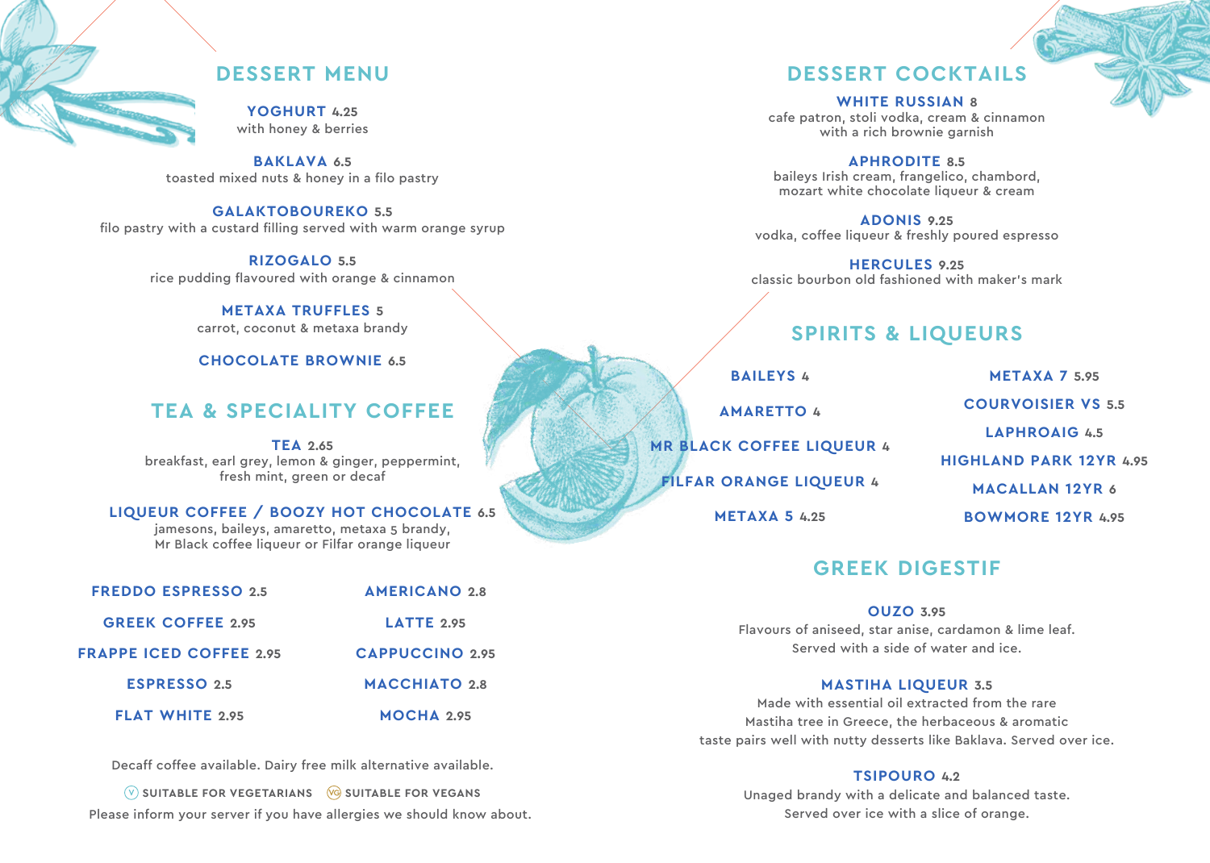## DESSERT MENU

**YOGHURT** 4.25
with honey & berries

**BAKLAVA** 6.5
toasted mixed nuts & honey in a filo pastry

**GALAKTOBOUREKO** 5.5
filo pastry with a custard filling served with warm orange syrup

**RIZOGALO** 5.5
rice pudding flavoured with orange & cinnamon

**METAXA TRUFFLES** 5
carrot, coconut & metaxa brandy

**CHOCOLATE BROWNIE** 6.5

## TEA & SPECIALITY COFFEE

**TEA** 2.65
breakfast, earl grey, lemon & ginger, peppermint, fresh mint, green or decaf

**LIQUEUR COFFEE / BOOZY HOT CHOCOLATE** 6.5
jamesons, baileys, amaretto, metaxa 5 brandy, Mr Black coffee liqueur or Filfar orange liqueur

**FREDDO ESPRESSO** 2.5

**GREEK COFFEE** 2.95

**FRAPPE ICED COFFEE** 2.95

**ESPRESSO** 2.5

**FLAT WHITE** 2.95

**AMERICANO** 2.8

**LATTE** 2.95

**CAPPUCCINO** 2.95

**MACCHIATO** 2.8

**MOCHA** 2.95

Decaff coffee available. Dairy free milk alternative available.

(V) SUITABLE FOR VEGETARIANS (VG) SUITABLE FOR VEGANS

Please inform your server if you have allergies we should know about.

## DESSERT COCKTAILS

**WHITE RUSSIAN** 8
cafe patron, stoli vodka, cream & cinnamon with a rich brownie garnish

**APHRODITE** 8.5
baileys Irish cream, frangelico, chambord, mozart white chocolate liqueur & cream

**ADONIS** 9.25
vodka, coffee liqueur & freshly poured espresso

**HERCULES** 9.25
classic bourbon old fashioned with maker's mark

## SPIRITS & LIQUEURS

**BAILEYS** 4

**AMARETTO** 4

**MR BLACK COFFEE LIQUEUR** 4

**FILFAR ORANGE LIQUEUR** 4

**METAXA 5** 4.25

**METAXA 7** 5.95

**COURVOISIER VS** 5.5

**LAPHROAIG** 4.5

**HIGHLAND PARK 12YR** 4.95

**MACALLAN 12YR** 6

**BOWMORE 12YR** 4.95

## GREEK DIGESTIF

**OUZO** 3.95
Flavours of aniseed, star anise, cardamon & lime leaf. Served with a side of water and ice.

**MASTIHA LIQUEUR** 3.5
Made with essential oil extracted from the rare Mastiha tree in Greece, the herbaceous & aromatic taste pairs well with nutty desserts like Baklava. Served over ice.

**TSIPOURO** 4.2
Unaged brandy with a delicate and balanced taste. Served over ice with a slice of orange.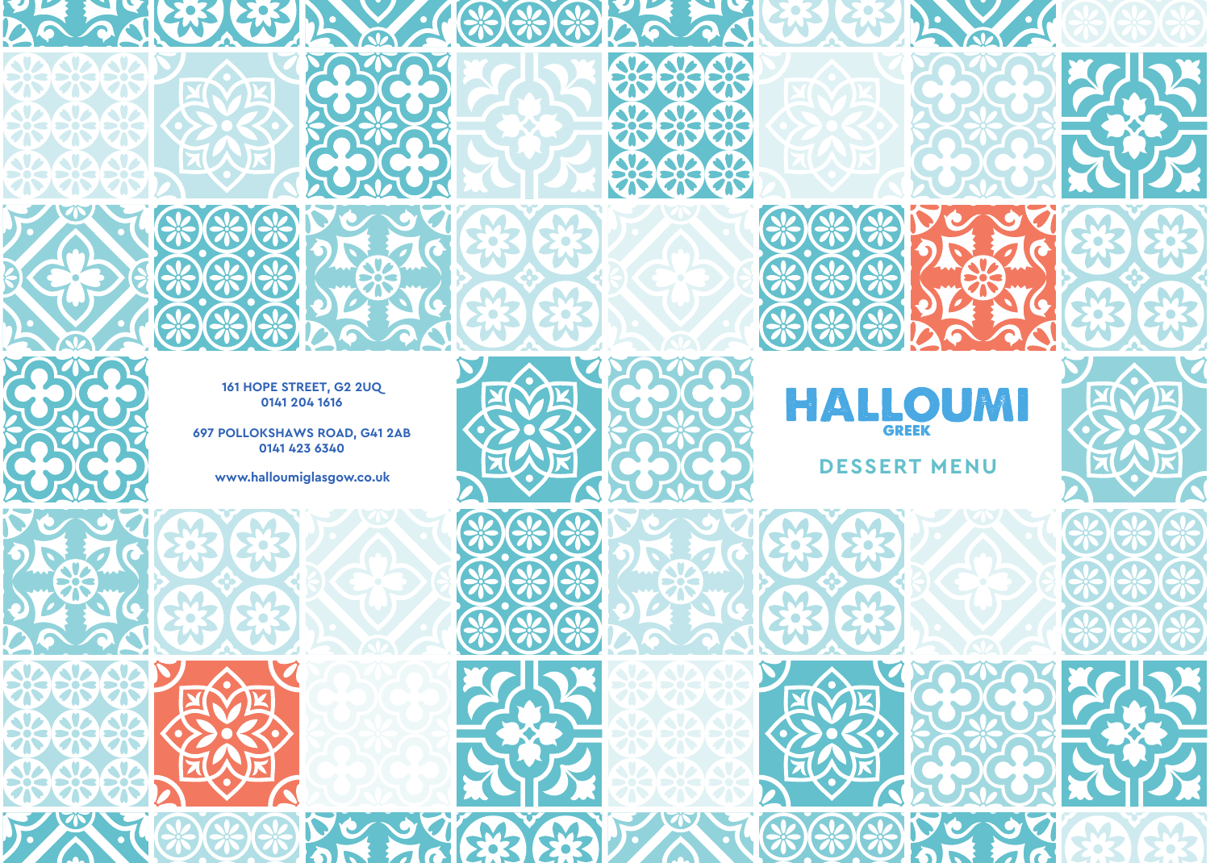161 HOPE STREET, G2 2UQ
0141 204 1616

697 POLLOKSHAWS ROAD, G41 2AB
0141 423 6340

www.halloumiglasgow.co.uk

# HALLOUMI

GREEK

## DESSERT MENU